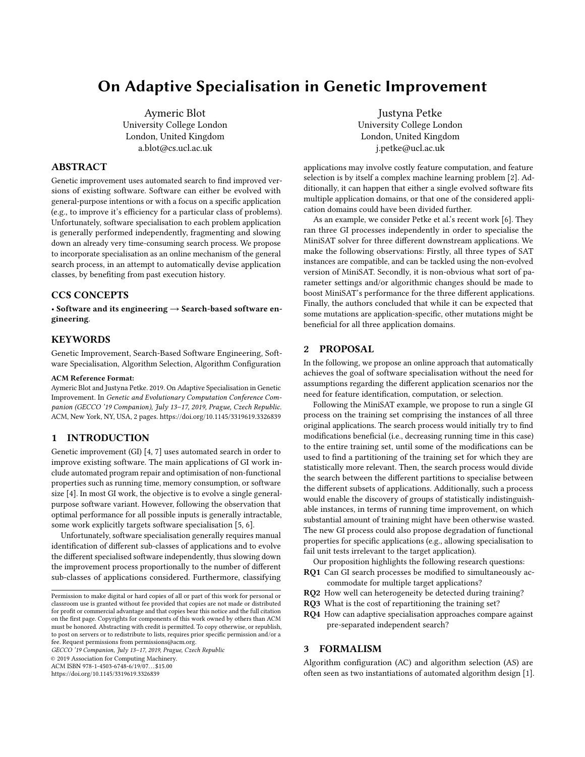# On Adaptive Specialisation in Genetic Improvement

Aymeric Blot
University College London
London, United Kingdom
a.blot@cs.ucl.ac.uk

Justyna Petke
University College London
London, United Kingdom
j.petke@ucl.ac.uk

## ABSTRACT

Genetic improvement uses automated search to find improved versions of existing software. Software can either be evolved with general-purpose intentions or with a focus on a specific application (e.g., to improve it's efficiency for a particular class of problems). Unfortunately, software specialisation to each problem application is generally performed independently, fragmenting and slowing down an already very time-consuming search process. We propose to incorporate specialisation as an online mechanism of the general search process, in an attempt to automatically devise application classes, by benefiting from past execution history.

## CCS CONCEPTS

• **Software and its engineering → Search-based software engineering**.

## KEYWORDS

Genetic Improvement, Search-Based Software Engineering, Software Specialisation, Algorithm Selection, Algorithm Configuration

**ACM Reference Format:**
Aymeric Blot and Justyna Petke. 2019. On Adaptive Specialisation in Genetic Improvement. In *Genetic and Evolutionary Computation Conference Companion (GECCO '19 Companion), July 13–17, 2019, Prague, Czech Republic.* ACM, New York, NY, USA, 2 pages. https://doi.org/10.1145/3319619.3326839

## 1 INTRODUCTION

Genetic improvement (GI) [4, 7] uses automated search in order to improve existing software. The main applications of GI work include automated program repair and optimisation of non-functional properties such as running time, memory consumption, or software size [4]. In most GI work, the objective is to evolve a single general-purpose software variant. However, following the observation that optimal performance for all possible inputs is generally intractable, some work explicitly targets software specialisation [5, 6].

Unfortunately, software specialisation generally requires manual identification of different sub-classes of applications and to evolve the different specialised software independently, thus slowing down the improvement process proportionally to the number of different sub-classes of applications considered. Furthermore, classifying applications may involve costly feature computation, and feature selection is by itself a complex machine learning problem [2]. Additionally, it can happen that either a single evolved software fits multiple application domains, or that one of the considered application domains could have been divided further.

As an example, we consider Petke et al.'s recent work [6]. They ran three GI processes independently in order to specialise the MiniSAT solver for three different downstream applications. We make the following observations: Firstly, all three types of SAT instances are compatible, and can be tackled using the non-evolved version of MiniSAT. Secondly, it is non-obvious what sort of parameter settings and/or algorithmic changes should be made to boost MiniSAT's performance for the three different applications. Finally, the authors concluded that while it can be expected that some mutations are application-specific, other mutations might be beneficial for all three application domains.

## 2 PROPOSAL

In the following, we propose an online approach that automatically achieves the goal of software specialisation without the need for assumptions regarding the different application scenarios nor the need for feature identification, computation, or selection.

Following the MiniSAT example, we propose to run a single GI process on the training set comprising the instances of all three original applications. The search process would initially try to find modifications beneficial (i.e., decreasing running time in this case) to the entire training set, until some of the modifications can be used to find a partitioning of the training set for which they are statistically more relevant. Then, the search process would divide the search between the different partitions to specialise between the different subsets of applications. Additionally, such a process would enable the discovery of groups of statistically indistinguishable instances, in terms of running time improvement, on which substantial amount of training might have been otherwise wasted. The new GI process could also propose degradation of functional properties for specific applications (e.g., allowing specialisation to fail unit tests irrelevant to the target application).

Our proposition highlights the following research questions:

- **RQ1** Can GI search processes be modified to simultaneously accommodate for multiple target applications?
- **RQ2** How well can heterogeneity be detected during training?
- **RQ3** What is the cost of repartitioning the training set?
- **RQ4** How can adaptive specialisation approaches compare against pre-separated independent search?

## 3 FORMALISM

Algorithm configuration (AC) and algorithm selection (AS) are often seen as two instantiations of automated algorithm design [1].

Permission to make digital or hard copies of all or part of this work for personal or classroom use is granted without fee provided that copies are not made or distributed for profit or commercial advantage and that copies bear this notice and the full citation on the first page. Copyrights for components of this work owned by others than ACM must be honored. Abstracting with credit is permitted. To copy otherwise, or republish, to post on servers or to redistribute to lists, requires prior specific permission and/or a fee. Request permissions from permissions@acm.org.
*GECCO '19 Companion, July 13–17, 2019, Prague, Czech Republic*
© 2019 Association for Computing Machinery.
ACM ISBN 978-1-4503-6748-6/19/07...$15.00
https://doi.org/10.1145/3319619.3326839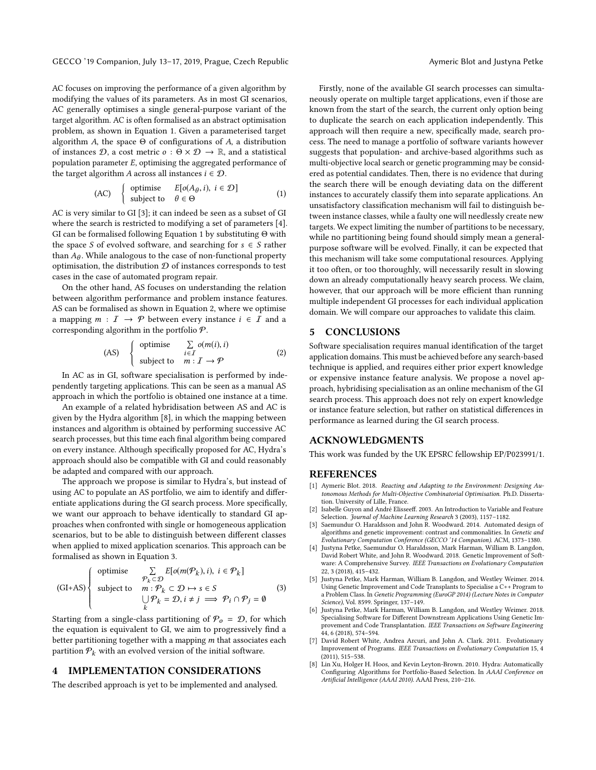AC focuses on improving the performance of a given algorithm by modifying the values of its parameters. As in most GI scenarios, AC generally optimises a single general-purpose variant of the target algorithm. AC is often formalised as an abstract optimisation problem, as shown in Equation 1. Given a parameterised target algorithm $A$, the space $\Theta$ of configurations of $A$, a distribution of instances $\mathcal{D}$, a cost metric $o : \Theta \times \mathcal{D} \rightarrow \mathbb{R}$, and a statistical population parameter $E$, optimising the aggregated performance of the target algorithm $A$ across all instances $i \in \mathcal{D}$.

$$\text{(AC)} \quad \begin{cases} \text{optimise} & E[o(A_\theta, i),\ i \in \mathcal{D}] \\ \text{subject to} & \theta \in \Theta \end{cases} \tag{1}$$

AC is very similar to GI [3]; it can indeed be seen as a subset of GI where the search is restricted to modifying a set of parameters [4]. GI can be formalised following Equation 1 by substituting $\Theta$ with the space $S$ of evolved software, and searching for $s \in S$ rather than $A_\theta$. While analogous to the case of non-functional property optimisation, the distribution $\mathcal{D}$ of instances corresponds to test cases in the case of automated program repair.

On the other hand, AS focuses on understanding the relation between algorithm performance and problem instance features. AS can be formalised as shown in Equation 2, where we optimise a mapping $m : \mathcal{I} \rightarrow \mathcal{P}$ between every instance $i \in \mathcal{I}$ and a corresponding algorithm in the portfolio $\mathcal{P}$.

$$\text{(AS)} \quad \begin{cases} \text{optimise} & \sum_{i \in \mathcal{I}} o(m(i), i) \\ \text{subject to} & m : \mathcal{I} \rightarrow \mathcal{P} \end{cases} \tag{2}$$

In AC as in GI, software specialisation is performed by independently targeting applications. This can be seen as a manual AS approach in which the portfolio is obtained one instance at a time.

An example of a related hybridisation between AS and AC is given by the Hydra algorithm [8], in which the mapping between instances and algorithm is obtained by performing successive AC search processes, but this time each final algorithm being compared on every instance. Although specifically proposed for AC, Hydra's approach should also be compatible with GI and could reasonably be adapted and compared with our approach.

The approach we propose is similar to Hydra's, but instead of using AC to populate an AS portfolio, we aim to identify and differentiate applications during the GI search process. More specifically, we want our approach to behave identically to standard GI approaches when confronted with single or homogeneous application scenarios, but to be able to distinguish between different classes when applied to mixed application scenarios. This approach can be formalised as shown in Equation 3.

$$\text{(GI+AS)} \begin{cases} \text{optimise} & \sum_{\mathcal{P}_k \subset \mathcal{D}} E[o(m(\mathcal{P}_k), i),\ i \in \mathcal{P}_k] \\ \text{subject to} & m : \mathcal{P}_k \subset \mathcal{D} \mapsto s \in S \\ & \bigcup_k \mathcal{P}_k = \mathcal{D}, i \neq j \implies \mathcal{P}_i \cap \mathcal{P}_j = \emptyset \end{cases} \tag{3}$$

Starting from a single-class partitioning of $\mathcal{P}_o = \mathcal{D}$, for which the equation is equivalent to GI, we aim to progressively find a better partitioning together with a mapping $m$ that associates each partition $\mathcal{P}_k$ with an evolved version of the initial software.

## 4 IMPLEMENTATION CONSIDERATIONS

The described approach is yet to be implemented and analysed.

Firstly, none of the available GI search processes can simultaneously operate on multiple target applications, even if those are known from the start of the search, the current only option being to duplicate the search on each application independently. This approach will then require a new, specifically made, search process. The need to manage a portfolio of software variants however suggests that population- and archive-based algorithms such as multi-objective local search or genetic programming may be considered as potential candidates. Then, there is no evidence that during the search there will be enough deviating data on the different instances to accurately classify them into separate applications. An unsatisfactory classification mechanism will fail to distinguish between instance classes, while a faulty one will needlessly create new targets. We expect limiting the number of partitions to be necessary, while no partitioning being found should simply mean a general-purpose software will be evolved. Finally, it can be expected that this mechanism will take some computational resources. Applying it too often, or too thoroughly, will necessarily result in slowing down an already computationally heavy search process. We claim, however, that our approach will be more efficient than running multiple independent GI processes for each individual application domain. We will compare our approaches to validate this claim.

## 5 CONCLUSIONS

Software specialisation requires manual identification of the target application domains. This must be achieved before any search-based technique is applied, and requires either prior expert knowledge or expensive instance feature analysis. We propose a novel approach, hybridising specialisation as an online mechanism of the GI search process. This approach does not rely on expert knowledge or instance feature selection, but rather on statistical differences in performance as learned during the GI search process.

## ACKNOWLEDGMENTS

This work was funded by the UK EPSRC fellowship EP/P023991/1.

## REFERENCES

[1] Aymeric Blot. 2018. *Reacting and Adapting to the Environment: Designing Autonomous Methods for Multi-Objective Combinatorial Optimisation.* Ph.D. Dissertation. University of Lille, France.

[2] Isabelle Guyon and André Elisseeff. 2003. An Introduction to Variable and Feature Selection. *Journal of Machine Learning Research* 3 (2003), 1157–1182.

[3] Saemundur O. Haraldsson and John R. Woodward. 2014. Automated design of algorithms and genetic improvement: contrast and commonalities. In *Genetic and Evolutionary Computation Conference (GECCO '14 Companion)*. ACM, 1373–1380.

[4] Justyna Petke, Saemundur O. Haraldsson, Mark Harman, William B. Langdon, David Robert White, and John R. Woodward. 2018. Genetic Improvement of Software: A Comprehensive Survey. *IEEE Transactions on Evolutionary Computation* 22, 3 (2018), 415–432.

[5] Justyna Petke, Mark Harman, William B. Langdon, and Westley Weimer. 2014. Using Genetic Improvement and Code Transplants to Specialise a C++ Program to a Problem Class. In *Genetic Programming (EuroGP 2014) (Lecture Notes in Computer Science)*, Vol. 8599. Springer, 137–149.

[6] Justyna Petke, Mark Harman, William B. Langdon, and Westley Weimer. 2018. Specialising Software for Different Downstream Applications Using Genetic Improvement and Code Transplantation. *IEEE Transactions on Software Engineering* 44, 6 (2018), 574–594.

[7] David Robert White, Andrea Arcuri, and John A. Clark. 2011. Evolutionary Improvement of Programs. *IEEE Transactions on Evolutionary Computation* 15, 4 (2011), 515–538.

[8] Lin Xu, Holger H. Hoos, and Kevin Leyton-Brown. 2010. Hydra: Automatically Configuring Algorithms for Portfolio-Based Selection. In *AAAI Conference on Artificial Intelligence (AAAI 2010)*. AAAI Press, 210–216.